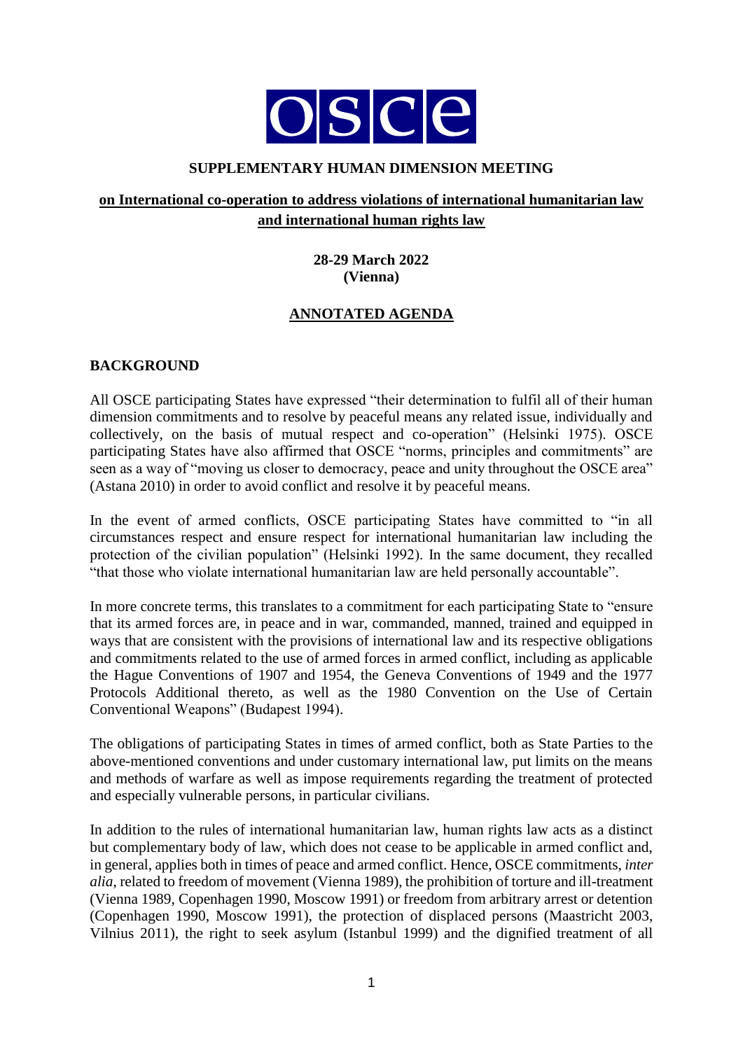OSCE

**SUPPLEMENTARY HUMAN DIMENSION MEETING**

**on International co-operation to address violations of international humanitarian law and international human rights law**

**28-29 March 2022**
**(Vienna)**

## ANNOTATED AGENDA

### BACKGROUND

All OSCE participating States have expressed "their determination to fulfil all of their human dimension commitments and to resolve by peaceful means any related issue, individually and collectively, on the basis of mutual respect and co-operation" (Helsinki 1975). OSCE participating States have also affirmed that OSCE "norms, principles and commitments" are seen as a way of "moving us closer to democracy, peace and unity throughout the OSCE area" (Astana 2010) in order to avoid conflict and resolve it by peaceful means.

In the event of armed conflicts, OSCE participating States have committed to "in all circumstances respect and ensure respect for international humanitarian law including the protection of the civilian population" (Helsinki 1992). In the same document, they recalled "that those who violate international humanitarian law are held personally accountable".

In more concrete terms, this translates to a commitment for each participating State to "ensure that its armed forces are, in peace and in war, commanded, manned, trained and equipped in ways that are consistent with the provisions of international law and its respective obligations and commitments related to the use of armed forces in armed conflict, including as applicable the Hague Conventions of 1907 and 1954, the Geneva Conventions of 1949 and the 1977 Protocols Additional thereto, as well as the 1980 Convention on the Use of Certain Conventional Weapons" (Budapest 1994).

The obligations of participating States in times of armed conflict, both as State Parties to the above-mentioned conventions and under customary international law, put limits on the means and methods of warfare as well as impose requirements regarding the treatment of protected and especially vulnerable persons, in particular civilians.

In addition to the rules of international humanitarian law, human rights law acts as a distinct but complementary body of law, which does not cease to be applicable in armed conflict and, in general, applies both in times of peace and armed conflict. Hence, OSCE commitments, *inter alia*, related to freedom of movement (Vienna 1989), the prohibition of torture and ill-treatment (Vienna 1989, Copenhagen 1990, Moscow 1991) or freedom from arbitrary arrest or detention (Copenhagen 1990, Moscow 1991), the protection of displaced persons (Maastricht 2003, Vilnius 2011), the right to seek asylum (Istanbul 1999) and the dignified treatment of all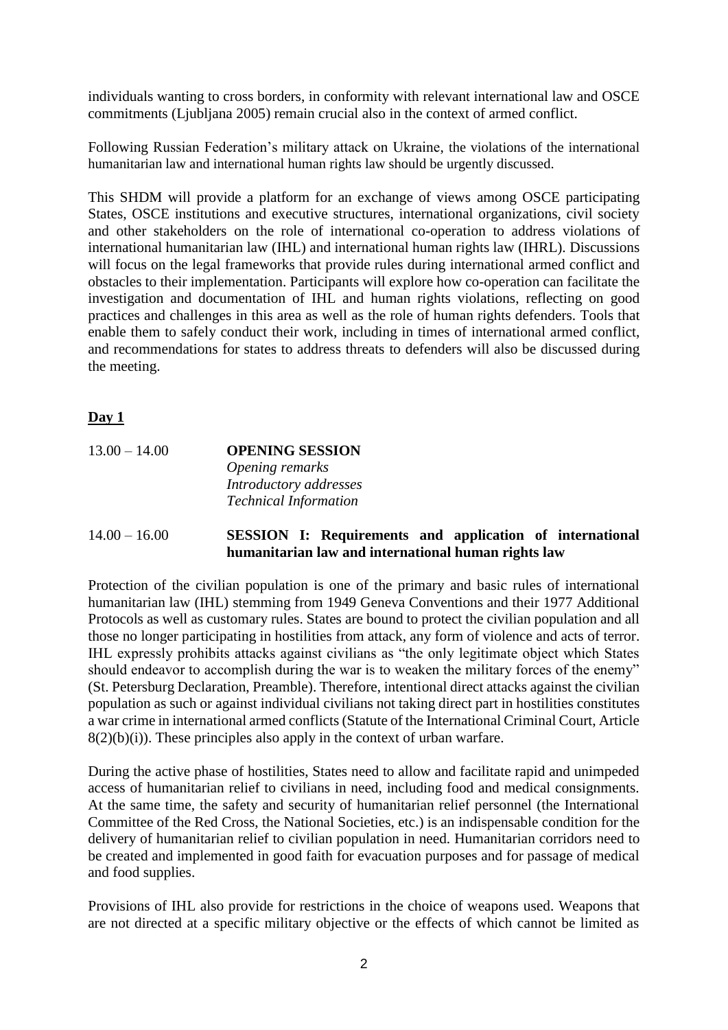individuals wanting to cross borders, in conformity with relevant international law and OSCE commitments (Ljubljana 2005) remain crucial also in the context of armed conflict.

Following Russian Federation's military attack on Ukraine, the violations of the international humanitarian law and international human rights law should be urgently discussed.

This SHDM will provide a platform for an exchange of views among OSCE participating States, OSCE institutions and executive structures, international organizations, civil society and other stakeholders on the role of international co-operation to address violations of international humanitarian law (IHL) and international human rights law (IHRL). Discussions will focus on the legal frameworks that provide rules during international armed conflict and obstacles to their implementation. Participants will explore how co-operation can facilitate the investigation and documentation of IHL and human rights violations, reflecting on good practices and challenges in this area as well as the role of human rights defenders. Tools that enable them to safely conduct their work, including in times of international armed conflict, and recommendations for states to address threats to defenders will also be discussed during the meeting.

## Day 1

13.00 – 14.00 **OPENING SESSION**
*Opening remarks*
*Introductory addresses*
*Technical Information*

14.00 – 16.00 **SESSION I: Requirements and application of international humanitarian law and international human rights law**

Protection of the civilian population is one of the primary and basic rules of international humanitarian law (IHL) stemming from 1949 Geneva Conventions and their 1977 Additional Protocols as well as customary rules. States are bound to protect the civilian population and all those no longer participating in hostilities from attack, any form of violence and acts of terror. IHL expressly prohibits attacks against civilians as "the only legitimate object which States should endeavor to accomplish during the war is to weaken the military forces of the enemy" (St. Petersburg Declaration, Preamble). Therefore, intentional direct attacks against the civilian population as such or against individual civilians not taking direct part in hostilities constitutes a war crime in international armed conflicts (Statute of the International Criminal Court, Article 8(2)(b)(i)). These principles also apply in the context of urban warfare.

During the active phase of hostilities, States need to allow and facilitate rapid and unimpeded access of humanitarian relief to civilians in need, including food and medical consignments. At the same time, the safety and security of humanitarian relief personnel (the International Committee of the Red Cross, the National Societies, etc.) is an indispensable condition for the delivery of humanitarian relief to civilian population in need. Humanitarian corridors need to be created and implemented in good faith for evacuation purposes and for passage of medical and food supplies.

Provisions of IHL also provide for restrictions in the choice of weapons used. Weapons that are not directed at a specific military objective or the effects of which cannot be limited as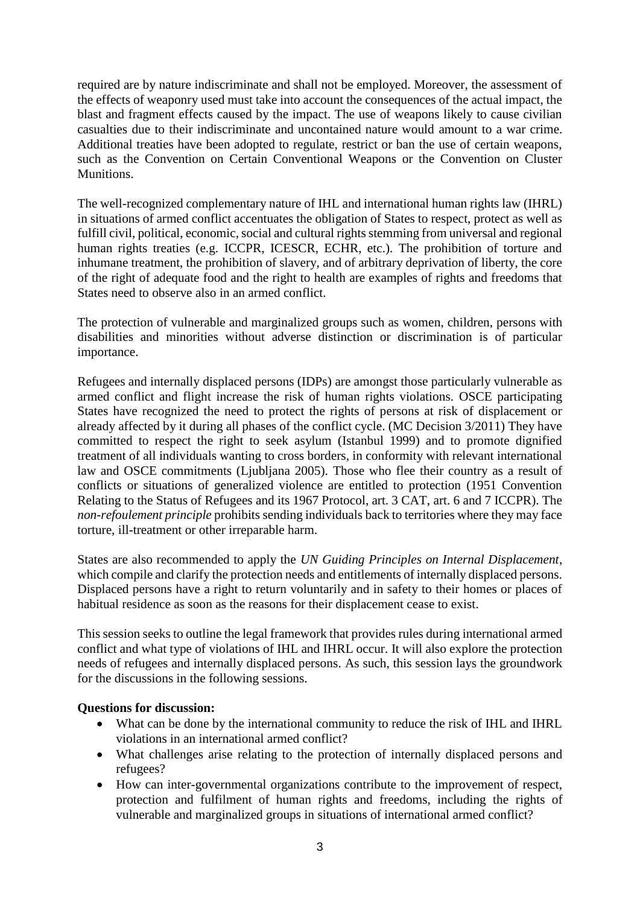required are by nature indiscriminate and shall not be employed. Moreover, the assessment of the effects of weaponry used must take into account the consequences of the actual impact, the blast and fragment effects caused by the impact. The use of weapons likely to cause civilian casualties due to their indiscriminate and uncontained nature would amount to a war crime. Additional treaties have been adopted to regulate, restrict or ban the use of certain weapons, such as the Convention on Certain Conventional Weapons or the Convention on Cluster Munitions.

The well-recognized complementary nature of IHL and international human rights law (IHRL) in situations of armed conflict accentuates the obligation of States to respect, protect as well as fulfill civil, political, economic, social and cultural rights stemming from universal and regional human rights treaties (e.g. ICCPR, ICESCR, ECHR, etc.). The prohibition of torture and inhumane treatment, the prohibition of slavery, and of arbitrary deprivation of liberty, the core of the right of adequate food and the right to health are examples of rights and freedoms that States need to observe also in an armed conflict.

The protection of vulnerable and marginalized groups such as women, children, persons with disabilities and minorities without adverse distinction or discrimination is of particular importance.

Refugees and internally displaced persons (IDPs) are amongst those particularly vulnerable as armed conflict and flight increase the risk of human rights violations. OSCE participating States have recognized the need to protect the rights of persons at risk of displacement or already affected by it during all phases of the conflict cycle. (MC Decision 3/2011) They have committed to respect the right to seek asylum (Istanbul 1999) and to promote dignified treatment of all individuals wanting to cross borders, in conformity with relevant international law and OSCE commitments (Ljubljana 2005). Those who flee their country as a result of conflicts or situations of generalized violence are entitled to protection (1951 Convention Relating to the Status of Refugees and its 1967 Protocol, art. 3 CAT, art. 6 and 7 ICCPR). The *non-refoulement principle* prohibits sending individuals back to territories where they may face torture, ill-treatment or other irreparable harm.

States are also recommended to apply the *UN Guiding Principles on Internal Displacement*, which compile and clarify the protection needs and entitlements of internally displaced persons. Displaced persons have a right to return voluntarily and in safety to their homes or places of habitual residence as soon as the reasons for their displacement cease to exist.

This session seeks to outline the legal framework that provides rules during international armed conflict and what type of violations of IHL and IHRL occur. It will also explore the protection needs of refugees and internally displaced persons. As such, this session lays the groundwork for the discussions in the following sessions.

**Questions for discussion:**

- What can be done by the international community to reduce the risk of IHL and IHRL violations in an international armed conflict?
- What challenges arise relating to the protection of internally displaced persons and refugees?
- How can inter-governmental organizations contribute to the improvement of respect, protection and fulfilment of human rights and freedoms, including the rights of vulnerable and marginalized groups in situations of international armed conflict?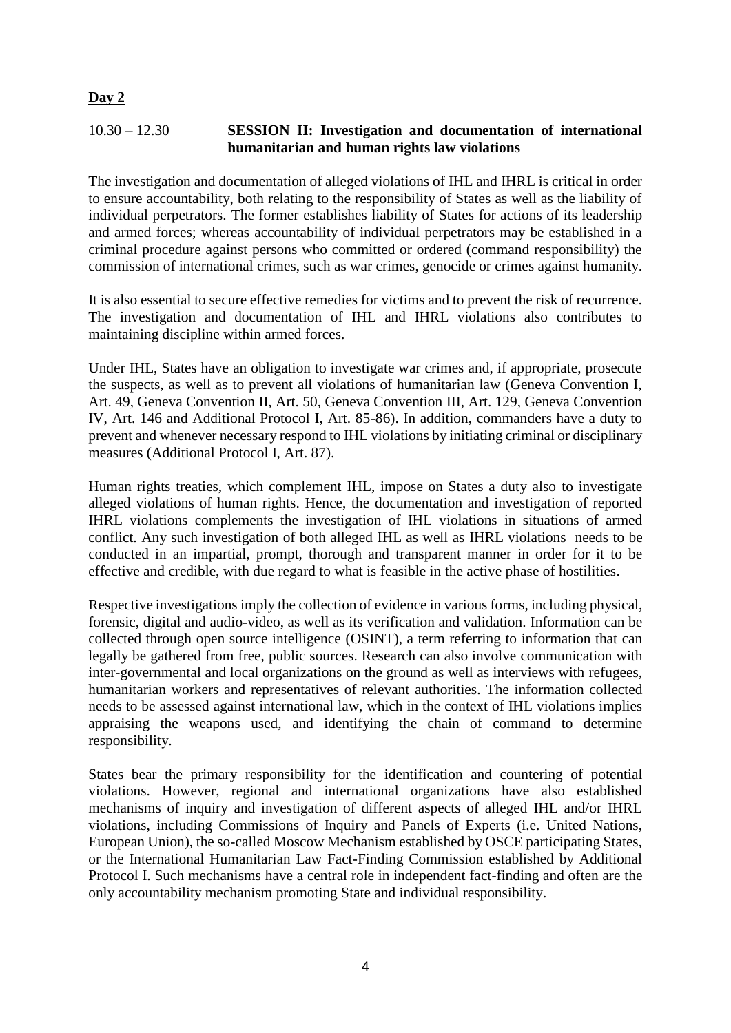**Day 2**

10.30 – 12.30 **SESSION II: Investigation and documentation of international humanitarian and human rights law violations**

The investigation and documentation of alleged violations of IHL and IHRL is critical in order to ensure accountability, both relating to the responsibility of States as well as the liability of individual perpetrators. The former establishes liability of States for actions of its leadership and armed forces; whereas accountability of individual perpetrators may be established in a criminal procedure against persons who committed or ordered (command responsibility) the commission of international crimes, such as war crimes, genocide or crimes against humanity.

It is also essential to secure effective remedies for victims and to prevent the risk of recurrence. The investigation and documentation of IHL and IHRL violations also contributes to maintaining discipline within armed forces.

Under IHL, States have an obligation to investigate war crimes and, if appropriate, prosecute the suspects, as well as to prevent all violations of humanitarian law (Geneva Convention I, Art. 49, Geneva Convention II, Art. 50, Geneva Convention III, Art. 129, Geneva Convention IV, Art. 146 and Additional Protocol I, Art. 85-86). In addition, commanders have a duty to prevent and whenever necessary respond to IHL violations by initiating criminal or disciplinary measures (Additional Protocol I, Art. 87).

Human rights treaties, which complement IHL, impose on States a duty also to investigate alleged violations of human rights. Hence, the documentation and investigation of reported IHRL violations complements the investigation of IHL violations in situations of armed conflict. Any such investigation of both alleged IHL as well as IHRL violations needs to be conducted in an impartial, prompt, thorough and transparent manner in order for it to be effective and credible, with due regard to what is feasible in the active phase of hostilities.

Respective investigations imply the collection of evidence in various forms, including physical, forensic, digital and audio-video, as well as its verification and validation. Information can be collected through open source intelligence (OSINT), a term referring to information that can legally be gathered from free, public sources. Research can also involve communication with inter-governmental and local organizations on the ground as well as interviews with refugees, humanitarian workers and representatives of relevant authorities. The information collected needs to be assessed against international law, which in the context of IHL violations implies appraising the weapons used, and identifying the chain of command to determine responsibility.

States bear the primary responsibility for the identification and countering of potential violations. However, regional and international organizations have also established mechanisms of inquiry and investigation of different aspects of alleged IHL and/or IHRL violations, including Commissions of Inquiry and Panels of Experts (i.e. United Nations, European Union), the so-called Moscow Mechanism established by OSCE participating States, or the International Humanitarian Law Fact-Finding Commission established by Additional Protocol I. Such mechanisms have a central role in independent fact-finding and often are the only accountability mechanism promoting State and individual responsibility.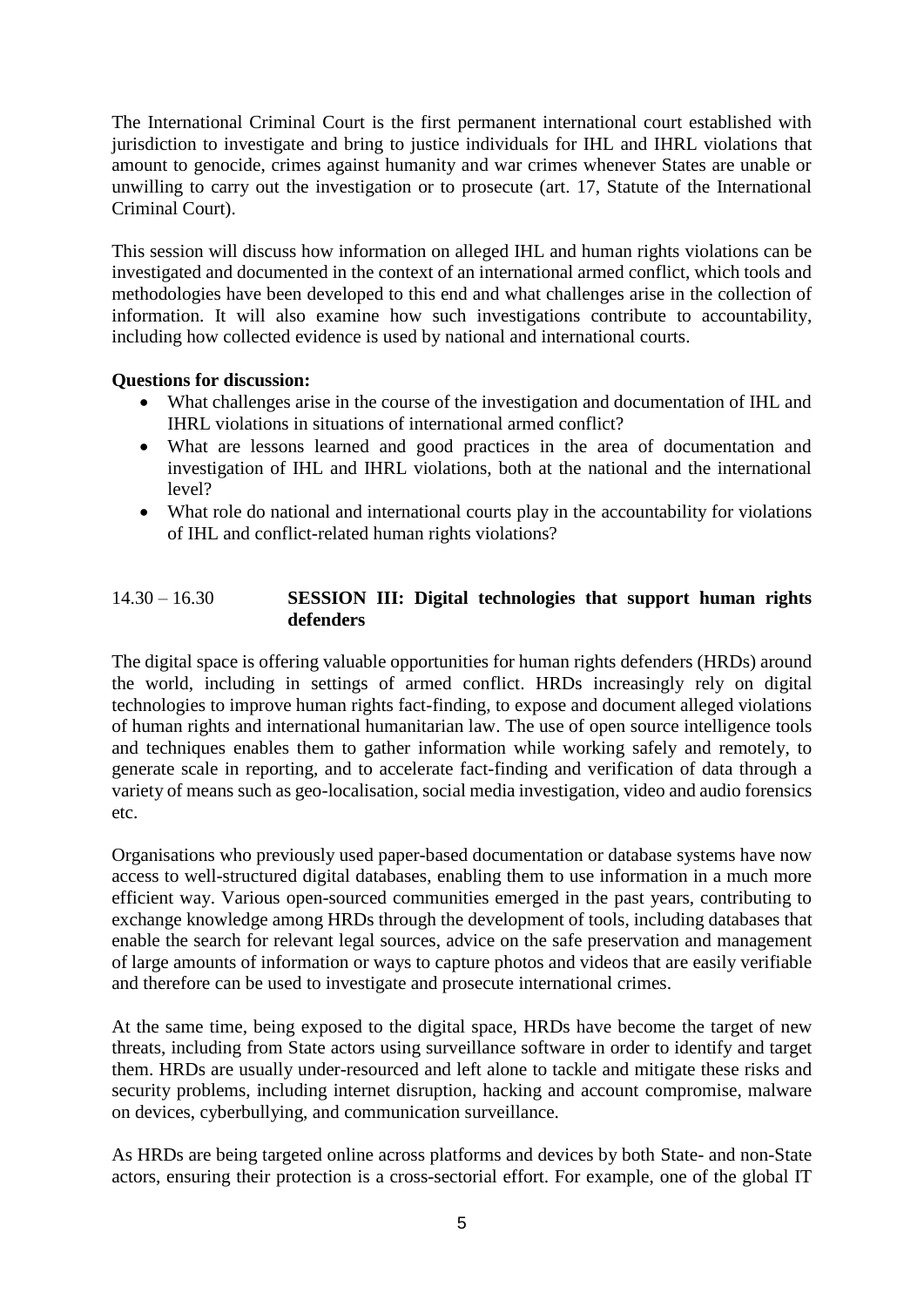The International Criminal Court is the first permanent international court established with jurisdiction to investigate and bring to justice individuals for IHL and IHRL violations that amount to genocide, crimes against humanity and war crimes whenever States are unable or unwilling to carry out the investigation or to prosecute (art. 17, Statute of the International Criminal Court).

This session will discuss how information on alleged IHL and human rights violations can be investigated and documented in the context of an international armed conflict, which tools and methodologies have been developed to this end and what challenges arise in the collection of information. It will also examine how such investigations contribute to accountability, including how collected evidence is used by national and international courts.

**Questions for discussion:**

- What challenges arise in the course of the investigation and documentation of IHL and IHRL violations in situations of international armed conflict?
- What are lessons learned and good practices in the area of documentation and investigation of IHL and IHRL violations, both at the national and the international level?
- What role do national and international courts play in the accountability for violations of IHL and conflict-related human rights violations?

## 14.30 – 16.30 SESSION III: Digital technologies that support human rights defenders

The digital space is offering valuable opportunities for human rights defenders (HRDs) around the world, including in settings of armed conflict. HRDs increasingly rely on digital technologies to improve human rights fact-finding, to expose and document alleged violations of human rights and international humanitarian law. The use of open source intelligence tools and techniques enables them to gather information while working safely and remotely, to generate scale in reporting, and to accelerate fact-finding and verification of data through a variety of means such as geo-localisation, social media investigation, video and audio forensics etc.

Organisations who previously used paper-based documentation or database systems have now access to well-structured digital databases, enabling them to use information in a much more efficient way. Various open-sourced communities emerged in the past years, contributing to exchange knowledge among HRDs through the development of tools, including databases that enable the search for relevant legal sources, advice on the safe preservation and management of large amounts of information or ways to capture photos and videos that are easily verifiable and therefore can be used to investigate and prosecute international crimes.

At the same time, being exposed to the digital space, HRDs have become the target of new threats, including from State actors using surveillance software in order to identify and target them. HRDs are usually under-resourced and left alone to tackle and mitigate these risks and security problems, including internet disruption, hacking and account compromise, malware on devices, cyberbullying, and communication surveillance.

As HRDs are being targeted online across platforms and devices by both State- and non-State actors, ensuring their protection is a cross-sectorial effort. For example, one of the global IT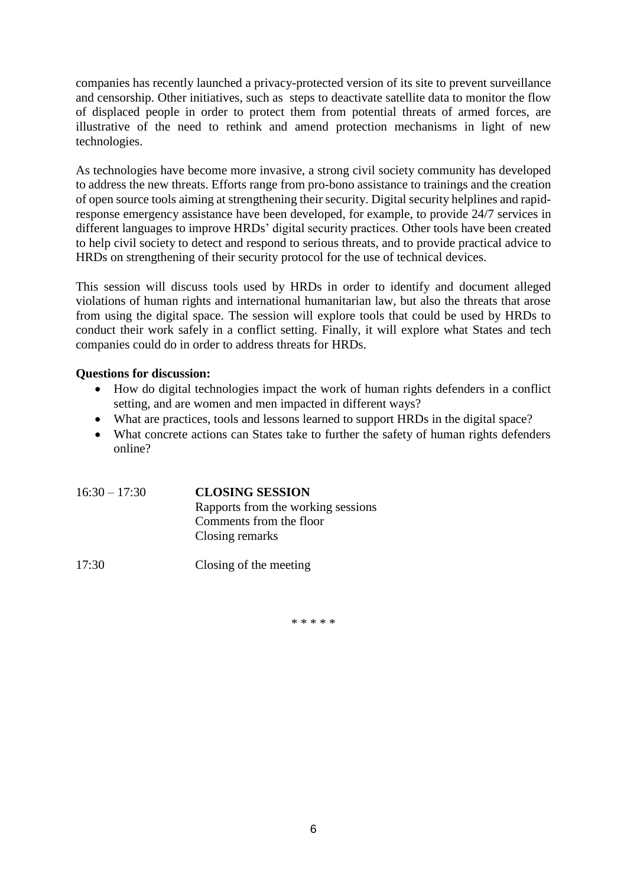companies has recently launched a privacy-protected version of its site to prevent surveillance and censorship. Other initiatives, such as steps to deactivate satellite data to monitor the flow of displaced people in order to protect them from potential threats of armed forces, are illustrative of the need to rethink and amend protection mechanisms in light of new technologies.

As technologies have become more invasive, a strong civil society community has developed to address the new threats. Efforts range from pro-bono assistance to trainings and the creation of open source tools aiming at strengthening their security. Digital security helplines and rapid-response emergency assistance have been developed, for example, to provide 24/7 services in different languages to improve HRDs' digital security practices. Other tools have been created to help civil society to detect and respond to serious threats, and to provide practical advice to HRDs on strengthening of their security protocol for the use of technical devices.

This session will discuss tools used by HRDs in order to identify and document alleged violations of human rights and international humanitarian law, but also the threats that arose from using the digital space. The session will explore tools that could be used by HRDs to conduct their work safely in a conflict setting. Finally, it will explore what States and tech companies could do in order to address threats for HRDs.

**Questions for discussion:**

- How do digital technologies impact the work of human rights defenders in a conflict setting, and are women and men impacted in different ways?
- What are practices, tools and lessons learned to support HRDs in the digital space?
- What concrete actions can States take to further the safety of human rights defenders online?

16:30 – 17:30 **CLOSING SESSION**

Rapports from the working sessions
Comments from the floor
Closing remarks

17:30 Closing of the meeting

\* \* \* \* \*